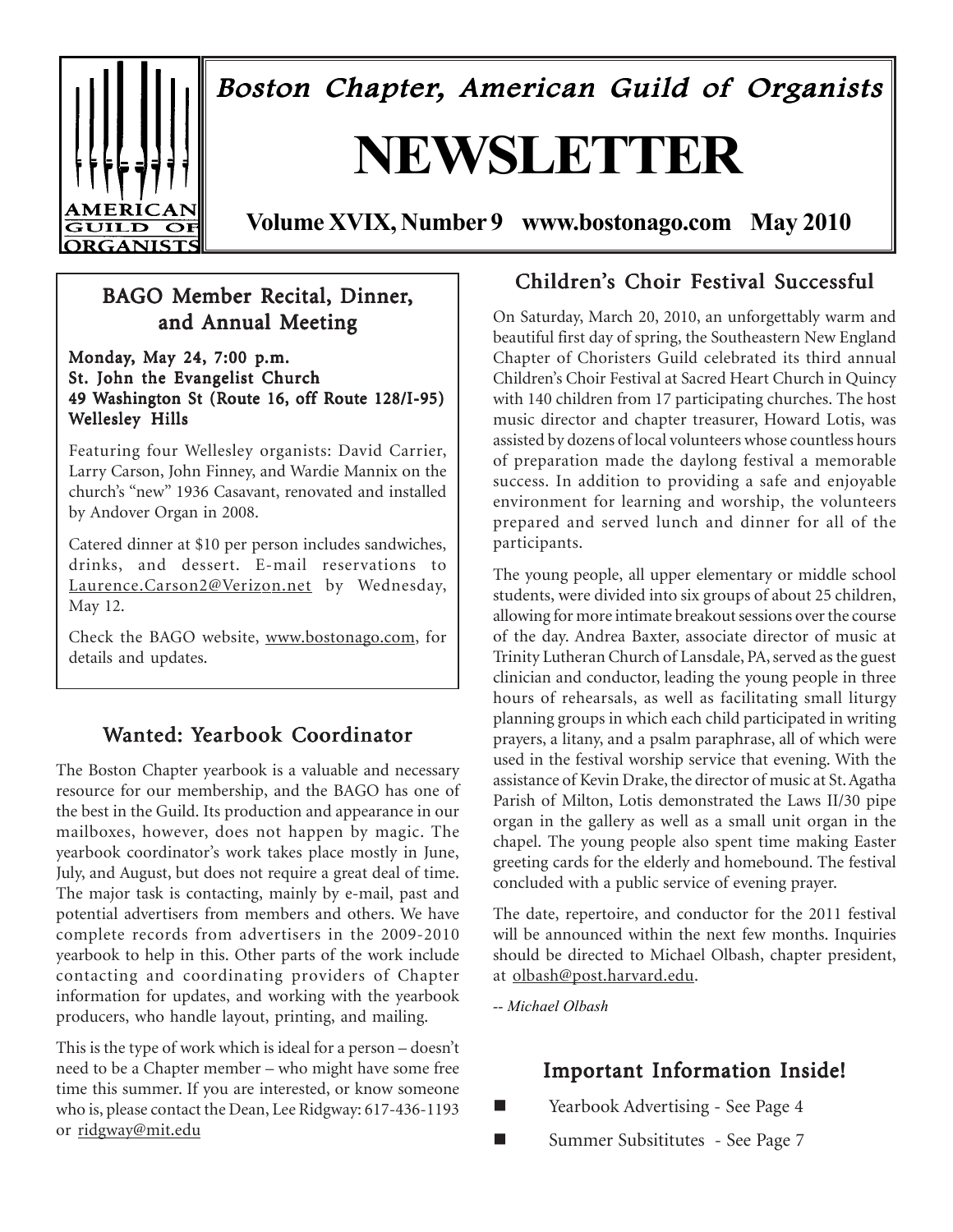# Boston Chapter, American Guild of Organists

# NEWSLETTER

**Volume XVIX, Number 9 www.bostonago.com May 2010**

## BAGO Member Recital, Dinner, and Annual Meeting

**Monday, May 24, 7:00 p.m.**
**St. John the Evangelist Church**
**49 Washington St (Route 16, off Route 128/I-95)**
**Wellesley Hills**

Featuring four Wellesley organists: David Carrier, Larry Carson, John Finney, and Wardie Mannix on the church's "new" 1936 Casavant, renovated and installed by Andover Organ in 2008.

Catered dinner at $10 per person includes sandwiches, drinks, and dessert. E-mail reservations to Laurence.Carson2@Verizon.net by Wednesday, May 12.

Check the BAGO website, www.bostonago.com, for details and updates.

## Wanted: Yearbook Coordinator

The Boston Chapter yearbook is a valuable and necessary resource for our membership, and the BAGO has one of the best in the Guild. Its production and appearance in our mailboxes, however, does not happen by magic. The yearbook coordinator's work takes place mostly in June, July, and August, but does not require a great deal of time. The major task is contacting, mainly by e-mail, past and potential advertisers from members and others. We have complete records from advertisers in the 2009-2010 yearbook to help in this. Other parts of the work include contacting and coordinating providers of Chapter information for updates, and working with the yearbook producers, who handle layout, printing, and mailing.

This is the type of work which is ideal for a person – doesn't need to be a Chapter member – who might have some free time this summer. If you are interested, or know someone who is, please contact the Dean, Lee Ridgway: 617-436-1193 or ridgway@mit.edu

## Children's Choir Festival Successful

On Saturday, March 20, 2010, an unforgettably warm and beautiful first day of spring, the Southeastern New England Chapter of Choristers Guild celebrated its third annual Children's Choir Festival at Sacred Heart Church in Quincy with 140 children from 17 participating churches. The host music director and chapter treasurer, Howard Lotis, was assisted by dozens of local volunteers whose countless hours of preparation made the daylong festival a memorable success. In addition to providing a safe and enjoyable environment for learning and worship, the volunteers prepared and served lunch and dinner for all of the participants.

The young people, all upper elementary or middle school students, were divided into six groups of about 25 children, allowing for more intimate breakout sessions over the course of the day. Andrea Baxter, associate director of music at Trinity Lutheran Church of Lansdale, PA, served as the guest clinician and conductor, leading the young people in three hours of rehearsals, as well as facilitating small liturgy planning groups in which each child participated in writing prayers, a litany, and a psalm paraphrase, all of which were used in the festival worship service that evening. With the assistance of Kevin Drake, the director of music at St. Agatha Parish of Milton, Lotis demonstrated the Laws II/30 pipe organ in the gallery as well as a small unit organ in the chapel. The young people also spent time making Easter greeting cards for the elderly and homebound. The festival concluded with a public service of evening prayer.

The date, repertoire, and conductor for the 2011 festival will be announced within the next few months. Inquiries should be directed to Michael Olbash, chapter president, at olbash@post.harvard.edu.

*-- Michael Olbash*

## Important Information Inside!

- Yearbook Advertising - See Page 4
- Summer Subsititutes - See Page 7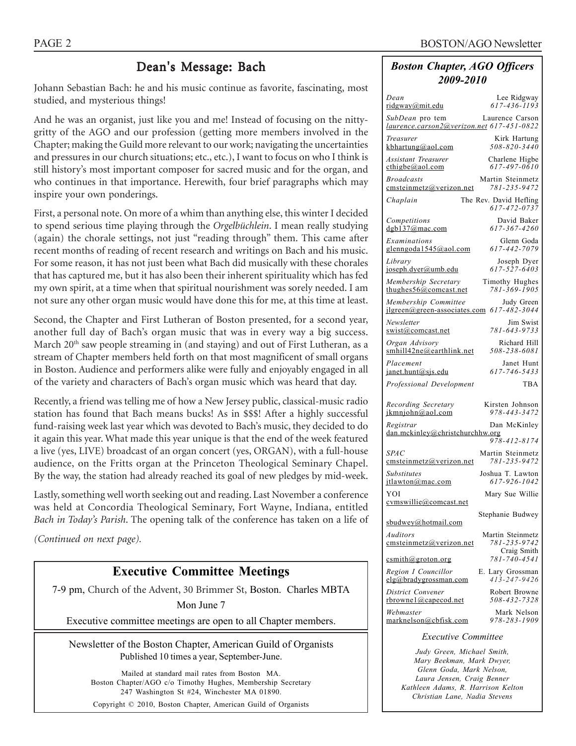## Dean's Message: Bach

Johann Sebastian Bach: he and his music continue as favorite, fascinating, most studied, and mysterious things!

And he was an organist, just like you and me! Instead of focusing on the nitty-gritty of the AGO and our profession (getting more members involved in the Chapter; making the Guild more relevant to our work; navigating the uncertainties and pressures in our church situations; etc., etc.), I want to focus on who I think is still history's most important composer for sacred music and for the organ, and who continues in that importance. Herewith, four brief paragraphs which may inspire your own ponderings.

First, a personal note. On more of a whim than anything else, this winter I decided to spend serious time playing through the *Orgelbüchlein*. I mean really studying (again) the chorale settings, not just "reading through" them. This came after recent months of reading of recent research and writings on Bach and his music. For some reason, it has not just been what Bach did musically with these chorales that has captured me, but it has also been their inherent spirituality which has fed my own spirit, at a time when that spiritual nourishment was sorely needed. I am not sure any other organ music would have done this for me, at this time at least.

Second, the Chapter and First Lutheran of Boston presented, for a second year, another full day of Bach's organ music that was in every way a big success. March 20th saw people streaming in (and staying) and out of First Lutheran, as a stream of Chapter members held forth on that most magnificent of small organs in Boston. Audience and performers alike were fully and enjoyably engaged in all of the variety and characters of Bach's organ music which was heard that day.

Recently, a friend was telling me of how a New Jersey public, classical-music radio station has found that Bach means bucks! As in $$$! After a highly successful fund-raising week last year which was devoted to Bach's music, they decided to do it again this year. What made this year unique is that the end of the week featured a live (yes, LIVE) broadcast of an organ concert (yes, ORGAN), with a full-house audience, on the Fritts organ at the Princeton Theological Seminary Chapel. By the way, the station had already reached its goal of new pledges by mid-week.

Lastly, something well worth seeking out and reading. Last November a conference was held at Concordia Theological Seminary, Fort Wayne, Indiana, entitled *Bach in Today's Parish*. The opening talk of the conference has taken on a life of

*(Continued on next page).*

## Executive Committee Meetings

7-9 pm, Church of the Advent, 30 Brimmer St, Boston. Charles MBTA

Mon June 7

Executive committee meetings are open to all Chapter members.

Newsletter of the Boston Chapter, American Guild of Organists
Published 10 times a year, September-June.

Mailed at standard mail rates from Boston MA.
Boston Chapter/AGO c/o Timothy Hughes, Membership Secretary
247 Washington St #24, Winchester MA 01890.

Copyright © 2010, Boston Chapter, American Guild of Organists

### *Boston Chapter, AGO Officers 2009-2010*

| Position | Name | Email | Phone |
|---|---|---|---|
| *Dean* | Lee Ridgway | ridgway@mit.edu | *617-436-1193* |
| *SubDean* pro tem | Laurence Carson | *laurence.carson2@verizon.net* | *617-451-0822* |
| *Treasurer* | Kirk Hartung | kbhartung@aol.com | *508-820-3440* |
| *Assistant Treasurer* | Charlene Higbe | cthigbe@aol.com | *617-497-0610* |
| *Broadcasts* | Martin Steinmetz | cmsteinmetz@verizon.net | *781-235-9472* |
| *Chaplain* | The Rev. David Hefling | | *617-472-0737* |
| *Competitions* | David Baker | dgb137@mac.com | *617-367-4260* |
| *Examinations* | Glenn Goda | glenngoda1545@aol.com | *617-442-7079* |
| *Library* | Joseph Dyer | joseph.dyer@umb.edu | *617-527-6403* |
| *Membership Secretary* | Timothy Hughes | thughes56@comcast.net | *781-369-1905* |
| *Membership Committee* | Judy Green | jlgreen@green-associates.com | *617-482-3044* |
| *Newsletter* | Jim Swist | swist@comcast.net | *781-643-9733* |
| *Organ Advisory* | Richard Hill | smhill42ne@earthlink.net | *508-238-6081* |
| *Placement* | Janet Hunt | janet.hunt@sjs.edu | *617-746-5433* |
| *Professional Development* | TBA | | |
| *Recording Secretary* | Kirsten Johnson | jkmnjohn@aol.com | *978-443-3472* |
| *Registrar* | Dan McKinley | dan.mckinley@christchurchhw.org | *978-412-8174* |
| *SPAC* | Martin Steinmetz | cmsteinmetz@verizon.net | *781-235-9472* |
| *Substitutes* | Joshua T. Lawton | jtlawton@mac.com | *617-926-1042* |
| YOI | Mary Sue Willie | cvmswillie@comcast.net | |
| | Stephanie Budwey | sbudwey@hotmail.com | |
| *Auditors* | Martin Steinmetz | cmsteinmetz@verizon.net | *781-235-9742* |
| | Craig Smith | csmith@groton.org | *781-740-4541* |
| *Region I Councillor* | E. Lary Grossman | elg@bradygrossman.com | *413-247-9426* |
| *District Convener* | Robert Browne | rbrowne1@capecod.net | *508-432-7328* |
| *Webmaster* | Mark Nelson | marknelson@cbfisk.com | *978-283-1909* |

*Executive Committee*

*Judy Green, Michael Smith, Mary Beekman, Mark Dwyer, Glenn Goda, Mark Nelson, Laura Jensen, Craig Benner Kathleen Adams, R. Harrison Kelton Christian Lane, Nadia Stevens*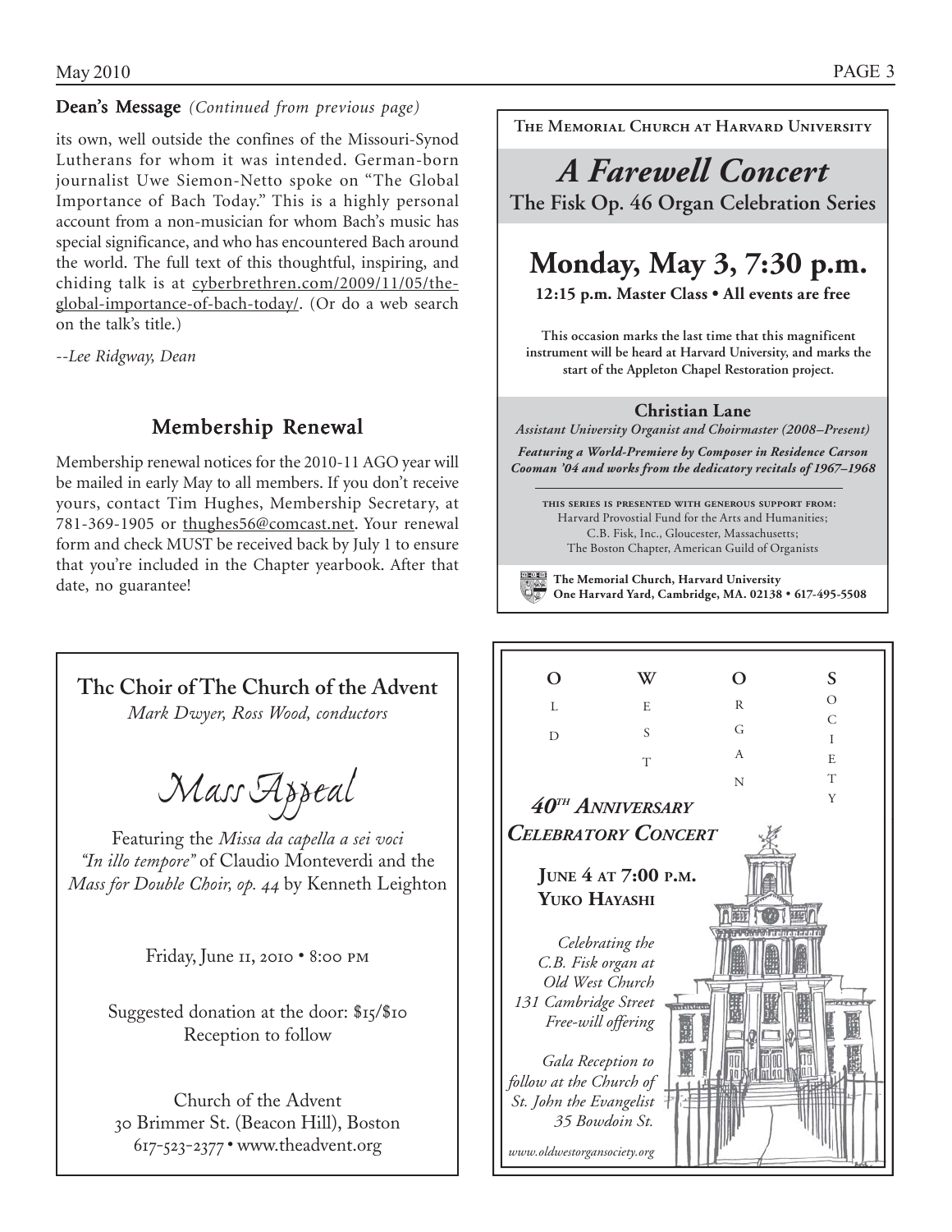**Dean's Message** *(Continued from previous page)*

its own, well outside the confines of the Missouri-Synod Lutherans for whom it was intended. German-born journalist Uwe Siemon-Netto spoke on "The Global Importance of Bach Today." This is a highly personal account from a non-musician for whom Bach's music has special significance, and who has encountered Bach around the world. The full text of this thoughtful, inspiring, and chiding talk is at cyberbrethren.com/2009/11/05/the-global-importance-of-bach-today/. (Or do a web search on the talk's title.)

*--Lee Ridgway, Dean*

## Membership Renewal

Membership renewal notices for the 2010-11 AGO year will be mailed in early May to all members. If you don't receive yours, contact Tim Hughes, Membership Secretary, at 781-369-1905 or thughes56@comcast.net. Your renewal form and check MUST be received back by July 1 to ensure that you're included in the Chapter yearbook. After that date, no guarantee!

---

**The Memorial Church at Harvard University**

# *A Farewell Concert*

**The Fisk Op. 46 Organ Celebration Series**

## Monday, May 3, 7:30 p.m.

**12:15 p.m. Master Class • All events are free**

**This occasion marks the last time that this magnificent instrument will be heard at Harvard University, and marks the start of the Appleton Chapel Restoration project.**

**Christian Lane**

*Assistant University Organist and Choirmaster (2008–Present)*

***Featuring a World-Premiere by Composer in Residence Carson Cooman '04 and works from the dedicatory recitals of 1967–1968***

**This series is presented with generous support from:**
Harvard Provostial Fund for the Arts and Humanities;
C.B. Fisk, Inc., Gloucester, Massachusetts;
The Boston Chapter, American Guild of Organists

**The Memorial Church, Harvard University**
**One Harvard Yard, Cambridge, MA. 02138 • 617-495-5508**

---

**Thc Choir of The Church of the Advent**

*Mark Dwyer, Ross Wood, conductors*

*Mass Appeal*

Featuring the *Missa da capella a sei voci "In illo tempore"* of Claudio Monteverdi and the *Mass for Double Choir, op. 44* by Kenneth Leighton

Friday, June 11, 2010 • 8:00 PM

Suggested donation at the door: $15/$10
Reception to follow

Church of the Advent
30 Brimmer St. (Beacon Hill), Boston
617-523-2377 • www.theadvent.org

---

**Old West Organ Society**

***40th Anniversary Celebratory Concert***

**June 4 at 7:00 p.m.**
**Yuko Hayashi**

*Celebrating the C.B. Fisk organ at Old West Church*
*131 Cambridge Street*
*Free-will offering*

*Gala Reception to follow at the Church of St. John the Evangelist*
*35 Bowdoin St.*

*www.oldwestorgansociety.org*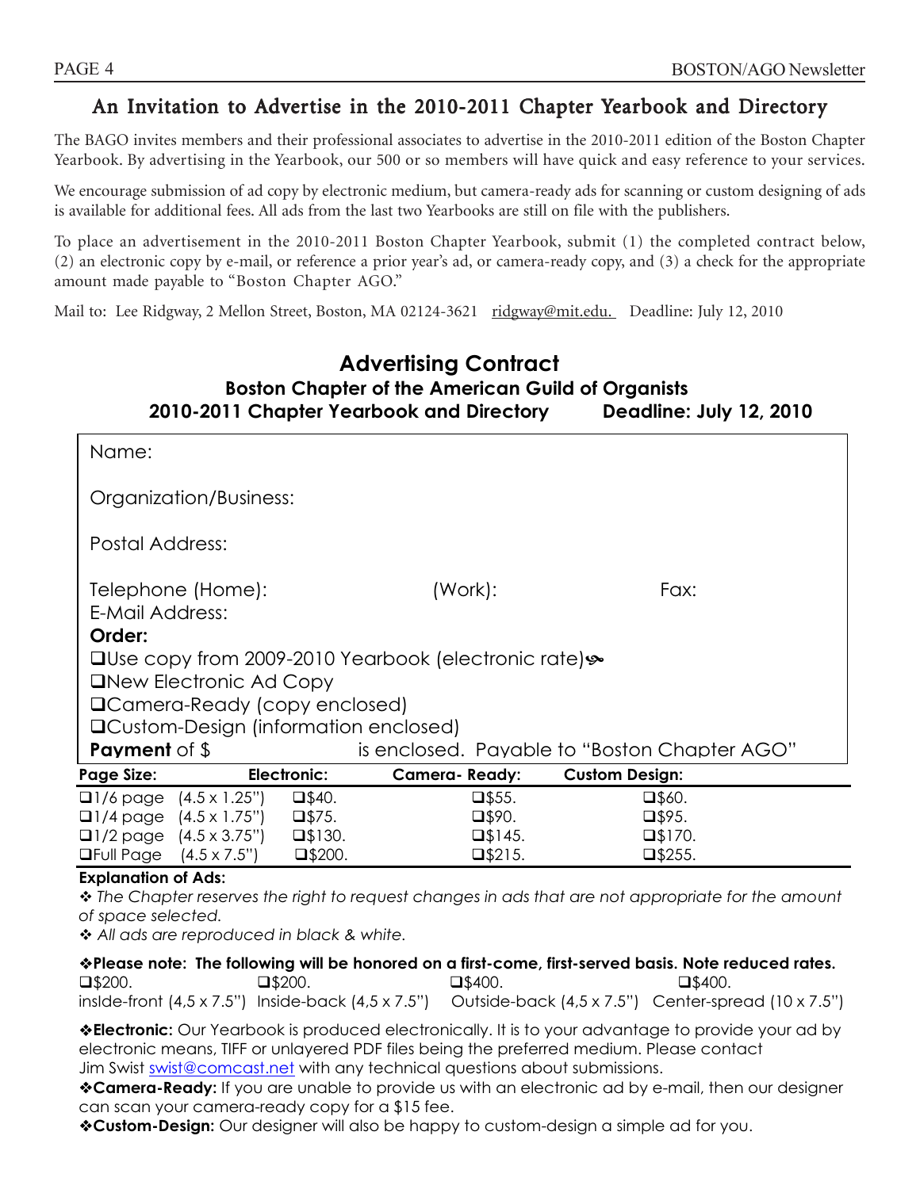## An Invitation to Advertise in the 2010-2011 Chapter Yearbook and Directory

The BAGO invites members and their professional associates to advertise in the 2010-2011 edition of the Boston Chapter Yearbook. By advertising in the Yearbook, our 500 or so members will have quick and easy reference to your services.

We encourage submission of ad copy by electronic medium, but camera-ready ads for scanning or custom designing of ads is available for additional fees. All ads from the last two Yearbooks are still on file with the publishers.

To place an advertisement in the 2010-2011 Boston Chapter Yearbook, submit (1) the completed contract below, (2) an electronic copy by e-mail, or reference a prior year's ad, or camera-ready copy, and (3) a check for the appropriate amount made payable to "Boston Chapter AGO."

Mail to: Lee Ridgway, 2 Mellon Street, Boston, MA 02124-3621 ridgway@mit.edu. Deadline: July 12, 2010

## Advertising Contract

### Boston Chapter of the American Guild of Organists

### 2010-2011 Chapter Yearbook and Directory Deadline: July 12, 2010

Name:

Organization/Business:

Postal Address:

Telephone (Home): (Work): Fax:

E-Mail Address:

**Order:**

❑Use copy from 2009-2010 Yearbook (electronic rate)

❑New Electronic Ad Copy

❑Camera-Ready (copy enclosed)

❑Custom-Design (information enclosed)

**Payment** of $ is enclosed. Payable to "Boston Chapter AGO"

| Page Size: | | Electronic: | Camera- Ready: | Custom Design: |
|---|---|---|---|---|
| ❑1/6 page | (4.5 x 1.25") | ❑$40. | ❑$55. | ❑$60. |
| ❑1/4 page | (4.5 x 1.75") | ❑$75. | ❑$90. | ❑$95. |
| ❑1/2 page | (4.5 x 3.75") | ❑$130. | ❑$145. | ❑$170. |
| ❑Full Page | (4.5 x 7.5") | ❑$200. | ❑$215. | ❑$255. |

**Explanation of Ads:**

❖ *The Chapter reserves the right to request changes in ads that are not appropriate for the amount of space selected.*

❖ *All ads are reproduced in black & white.*

❖**Please note: The following will be honored on a first-come, first-served basis. Note reduced rates.**

| ❑$200. | ❑$200. | ❑$400. | ❑$400. |
|---|---|---|---|
| inside-front (4,5 x 7.5") | Inside-back (4,5 x 7.5") | Outside-back (4,5 x 7.5") | Center-spread (10 x 7.5") |

❖**Electronic:** Our Yearbook is produced electronically. It is to your advantage to provide your ad by electronic means, TIFF or unlayered PDF files being the preferred medium. Please contact Jim Swist swist@comcast.net with any technical questions about submissions.

❖**Camera-Ready:** If you are unable to provide us with an electronic ad by e-mail, then our designer can scan your camera-ready copy for a $15 fee.

❖**Custom-Design:** Our designer will also be happy to custom-design a simple ad for you.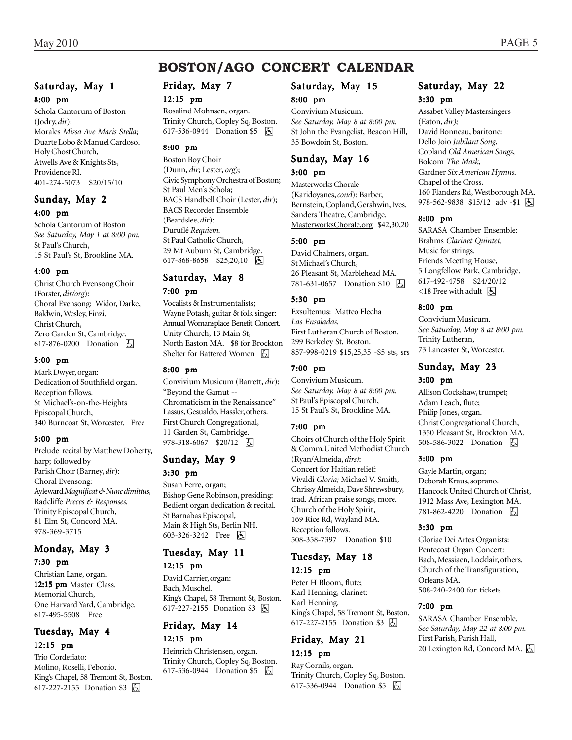# BOSTON/AGO CONCERT CALENDAR

## Saturday, May 1

**8:00 pm**

Schola Cantorum of Boston (Jodry, *dir*): Morales *Missa Ave Maris Stella;* Duarte Lobo & Manuel Cardoso. Holy Ghost Church, Atwells Ave & Knights Sts, Providence RI. 401-274-5073 $20/15/10

## Sunday, May 2

**4:00 pm**

Schola Cantorum of Boston *See Saturday, May 1 at 8:00 pm.* St Paul's Church, 15 St Paul's St, Brookline MA.

**4:00 pm**

Christ Church Evensong Choir (Forster, *dir/org*): Choral Evensong: Widor, Darke, Baldwin, Wesley, Finzi. Christ Church, Zero Garden St, Cambridge. 617-876-0200 Donation ♿

**5:00 pm**

Mark Dwyer, organ: Dedication of Southfield organ. Reception follows. St Michael's-on-the-Heights Episcopal Church, 340 Burncoat St, Worcester. Free

**5:00 pm**

Prelude recital by Matthew Doherty, harp; followed by Parish Choir (Barney, *dir*): Choral Evensong: Ayleward *Magnificat & Nunc dimittus,* Radcliffe *Preces & Responses.* Trinity Episcopal Church, 81 Elm St, Concord MA. 978-369-3715

## Monday, May 3

**7:30 pm**

Christian Lane, organ. **12:15 pm** Master Class. Memorial Church, One Harvard Yard, Cambridge. 617-495-5508 Free

## Tuesday, May 4

**12:15 pm**

Trio Cordefiato: Molino, Roselli, Febonio. King's Chapel, 58 Tremont St, Boston. 617-227-2155 Donation $3 ♿

## Friday, May 7

**12:15 pm**

Rosalind Mohnsen, organ. Trinity Church, Copley Sq, Boston. 617-536-0944 Donation $5 ♿

**8:00 pm**

Boston Boy Choir (Dunn, *dir;* Lester, *org*); Civic Symphony Orchestra of Boston; St Paul Men's Schola; BACS Handbell Choir (Lester, *dir*); BACS Recorder Ensemble (Beardslee, *dir*): Duruflé *Requiem.* St Paul Catholic Church, 29 Mt Auburn St, Cambridge. 617-868-8658 $25,20,10 ♿

## Saturday, May 8

**7:00 pm**

Vocalists & Instrumentalists; Wayne Potash, guitar & folk singer: Annual Womansplace Benefit Concert. Unity Church, 13 Main St, North Easton MA. $8 for Brockton Shelter for Battered Women ♿

**8:00 pm**

Convivium Musicum (Barrett, *dir*): "Beyond the Gamut -- Chromaticism in the Renaissance" Lassus, Gesualdo, Hassler, others. First Church Congregational, 11 Garden St, Cambridge. 978-318-6067 $20/12 ♿

## Sunday, May 9

**3:30 pm**

Susan Ferre, organ; Bishop Gene Robinson, presiding: Bedient organ dedication & recital. St Barnabas Episcopal, Main & High Sts, Berlin NH. 603-326-3242 Free ♿

## Tuesday, May 11

**12:15 pm**

David Carrier, organ: Bach, Muschel. King's Chapel, 58 Tremont St, Boston. 617-227-2155 Donation $3 ♿

## Friday, May 14

**12:15 pm**

Heinrich Christensen, organ. Trinity Church, Copley Sq, Boston. 617-536-0944 Donation $5 ♿

## Saturday, May 15

**8:00 pm**

Convivium Musicum. *See Saturday, May 8 at 8:00 pm.* St John the Evangelist, Beacon Hill, 35 Bowdoin St, Boston.

## Sunday, May 16

**3:00 pm**

Masterworks Chorale (Karidoyanes, *cond*): Barber, Bernstein, Copland, Gershwin, Ives. Sanders Theatre, Cambridge. MasterworksChorale.org $42,30,20

**5:00 pm**

David Chalmers, organ. St Michael's Church, 26 Pleasant St, Marblehead MA. 781-631-0657 Donation $10 ♿

**5:30 pm**

Exsultemus: Matteo Flecha *Las Ensaladas.* First Lutheran Church of Boston. 299 Berkeley St, Boston. 857-998-0219 $15,25,35 -$5 sts, srs

**7:00 pm**

Convivium Musicum. *See Saturday, May 8 at 8:00 pm.* St Paul's Episcopal Church, 15 St Paul's St, Brookline MA.

**7:00 pm**

Choirs of Church of the Holy Spirit & Comm.United Methodist Church (Ryan/Almeida, *dirs)*: Concert for Haitian relief: Vivaldi *Gloria;* Michael V. Smith, Chrissy Almeida, Dave Shrewsbury, trad. African praise songs, more. Church of the Holy Spirit, 169 Rice Rd, Wayland MA. Reception follows. 508-358-7397 Donation $10

## Tuesday, May 18

**12:15 pm**

Peter H Bloom, flute; Karl Henning, clarinet: Karl Henning. King's Chapel, 58 Tremont St, Boston. 617-227-2155 Donation $3 ♿

## Friday, May 21

**12:15 pm**

Ray Cornils, organ. Trinity Church, Copley Sq, Boston. 617-536-0944 Donation $5 ♿

## Saturday, May 22

**3:30 pm**

Assabet Valley Mastersingers (Eaton, *dir);* David Bonneau, baritone: Dello Joio *Jubilant Song*, Copland *Old American Songs*, Bolcom *The Mask*, Gardner *Six American Hymns*. Chapel of the Cross, 160 Flanders Rd, Westborough MA. 978-562-9838 $15/12 adv -$1 ♿

**8:00 pm**

SARASA Chamber Ensemble: Brahms *Clarinet Quintet,* Music for strings. Friends Meeting House, 5 Longfellow Park, Cambridge. 617-492-4758 $24/20/12 <18 Free with adult ♿

**8:00 pm**

Convivium Musicum. *See Saturday, May 8 at 8:00 pm.* Trinity Lutheran, 73 Lancaster St, Worcester.

## Sunday, May 23

**3:00 pm**

Allison Cockshaw, trumpet; Adam Leach, flute; Philip Jones, organ. Christ Congregational Church, 1350 Pleasant St, Brockton MA. 508-586-3022 Donation ♿

**3:00 pm**

Gayle Martin, organ; Deborah Kraus, soprano. Hancock United Church of Christ, 1912 Mass Ave, Lexington MA. 781-862-4220 Donation ♿

**3:30 pm**

Gloriae Dei Artes Organists: Pentecost Organ Concert: Bach, Messiaen, Locklair, others. Church of the Transfiguration, Orleans MA. 508-240-2400 for tickets

**7:00 pm**

SARASA Chamber Ensemble. *See Saturday, May 22 at 8:00 pm.* First Parish, Parish Hall, 20 Lexington Rd, Concord MA. ♿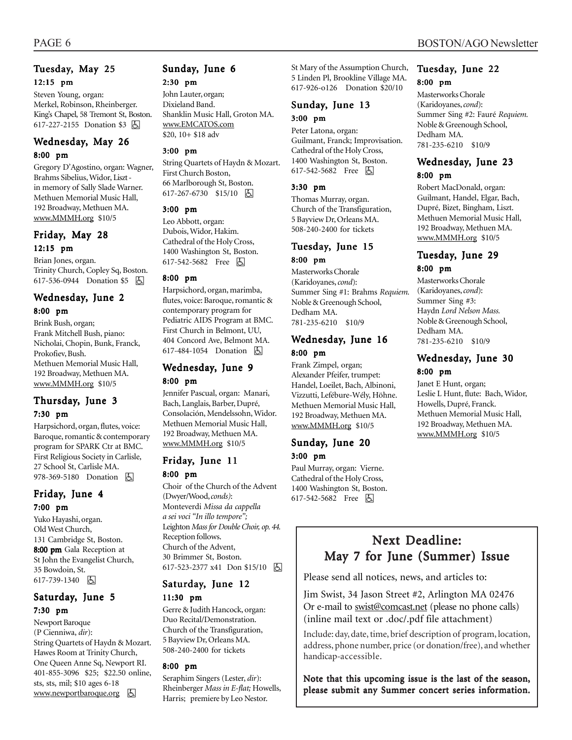### Tuesday, May 25

**12:15 pm**

Steven Young, organ: Merkel, Robinson, Rheinberger. King's Chapel, 58 Tremont St, Boston. 617-227-2155 Donation $3 ♿

### Wednesday, May 26

**8:00 pm**

Gregory D'Agostino, organ: Wagner, Brahms Sibelius, Widor, Liszt - in memory of Sally Slade Warner. Methuen Memorial Music Hall, 192 Broadway, Methuen MA. www.MMMH.org $10/5

### Friday, May 28

**12:15 pm**

Brian Jones, organ. Trinity Church, Copley Sq, Boston. 617-536-0944 Donation $5 ♿

### Wednesday, June 2

**8:00 pm**

Brink Bush, organ; Frank Mitchell Bush, piano: Nicholai, Chopin, Bunk, Franck, Prokofiev, Bush. Methuen Memorial Music Hall, 192 Broadway, Methuen MA. www.MMMH.org $10/5

### Thursday, June 3

**7:30 pm**

Harpsichord, organ, flutes, voice: Baroque, romantic & contemporary program for SPARK Ctr at BMC. First Religious Society in Carlisle, 27 School St, Carlisle MA. 978-369-5180 Donation ♿

### Friday, June 4

**7:00 pm**

Yuko Hayashi, organ. Old West Church, 131 Cambridge St, Boston. **8:00 pm** Gala Reception at St John the Evangelist Church, 35 Bowdoin, St. 617-739-1340 ♿

### Saturday, June 5

**7:30 pm**

Newport Baroque (P Cienniwa, *dir*): String Quartets of Haydn & Mozart. Hawes Room at Trinity Church, One Queen Anne Sq, Newport RI. 401-855-3096 $25; $22.50 online, sts, sts, mil; $10 ages 6-18 www.newportbaroque.org ♿

### Sunday, June 6

**2:30 pm**

John Lauter, organ; Dixieland Band. Shanklin Music Hall, Groton MA. www.EMCATOS.com $20, 10+ $18 adv

**3:00 pm**

String Quartets of Haydn & Mozart. First Church Boston, 66 Marlborough St, Boston. 617-267-6730 $15/10 ♿

**3:00 pm**

Leo Abbott, organ: Dubois, Widor, Hakim. Cathedral of the Holy Cross, 1400 Washington St, Boston. 617-542-5682 Free ♿

**8:00 pm**

Harpsichord, organ, marimba, flutes, voice: Baroque, romantic & contemporary program for Pediatric AIDS Program at BMC. First Church in Belmont, UU, 404 Concord Ave, Belmont MA. 617-484-1054 Donation ♿

### Wednesday, June 9

**8:00 pm**

Jennifer Pascual, organ: Manari, Bach, Langlais, Barber, Dupré, Consolación, Mendelssohn, Widor. Methuen Memorial Music Hall, 192 Broadway, Methuen MA. www.MMMH.org $10/5

### Friday, June 11

**8:00 pm**

Choir of the Church of the Advent (Dwyer/Wood, *conds)*: Monteverdi *Missa da cappella a sei voci "In illo tempore";* Leighton *Mass for Double Choir, op. 44.* Reception follows. Church of the Advent, 30 Brimmer St, Boston. 617-523-2377 x41 Don $15/10 ♿

### Saturday, June 12

**11:30 pm**

Gerre & Judith Hancock, organ: Duo Recital/Demonstration. Church of the Transfiguration, 5 Bayview Dr, Orleans MA. 508-240-2400 for tickets

**8:00 pm**

Seraphim Singers (Lester, *dir*): Rheinberger *Mass in E-flat;* Howells, Harris; premiere by Leo Nestor. St Mary of the Assumption Church, 5 Linden Pl, Brookline Village MA. 617-926-o126 Donation $20/10

### Sunday, June 13

**3:00 pm**

Peter Latona, organ: Guilmant, Franck; Improvisation. Cathedral of the Holy Cross, 1400 Washington St, Boston. 617-542-5682 Free ♿

**3:30 pm**

Thomas Murray, organ. Church of the Transfiguration, 5 Bayview Dr, Orleans MA. 508-240-2400 for tickets

### Tuesday, June 15

**8:00 pm**

Masterworks Chorale (Karidoyanes, *cond*): Summer Sing #1: Brahms *Requiem.* Noble & Greenough School, Dedham MA. 781-235-6210 $10/9

### Wednesday, June 16

**8:00 pm**

Frank Zimpel, organ; Alexander Pfeifer, trumpet: Handel, Loeilet, Bach, Albinoni, Vizzutti, Lefébure-Wély, Höhne. Methuen Memorial Music Hall, 192 Broadway, Methuen MA. www.MMMH.org $10/5

### Sunday, June 20

**3:00 pm**

Paul Murray, organ: Vierne. Cathedral of the Holy Cross, 1400 Washington St, Boston. 617-542-5682 Free ♿

### Tuesday, June 22

**8:00 pm**

Masterworks Chorale (Karidoyanes, *cond*): Summer Sing #2: Fauré *Requiem.* Noble & Greenough School, Dedham MA. 781-235-6210 $10/9

### Wednesday, June 23

**8:00 pm**

Robert MacDonald, organ: Guilmant, Handel, Elgar, Bach, Dupré, Bizet, Bingham, Liszt. Methuen Memorial Music Hall, 192 Broadway, Methuen MA. www.MMMH.org $10/5

### Tuesday, June 29

**8:00 pm**

Masterworks Chorale (Karidoyanes, *cond*): Summer Sing #3: Haydn *Lord Nelson Mass.* Noble & Greenough School, Dedham MA. 781-235-6210 $10/9

### Wednesday, June 30

**8:00 pm**

Janet E Hunt, organ; Leslie L Hunt, flute: Bach, Widor, Howells, Dupré, Franck. Methuen Memorial Music Hall, 192 Broadway, Methuen MA. www.MMMH.org $10/5

## Next Deadline: May 7 for June (Summer) Issue

Please send all notices, news, and articles to:

Jim Swist, 34 Jason Street #2, Arlington MA 02476
Or e-mail to swist@comcast.net (please no phone calls)
(inline mail text or .doc/.pdf file attachment)

Include: day, date, time, brief description of program, location, address, phone number, price (or donation/free), and whether handicap-accessible.

**Note that this upcoming issue is the last of the season, please submit any Summer concert series information.**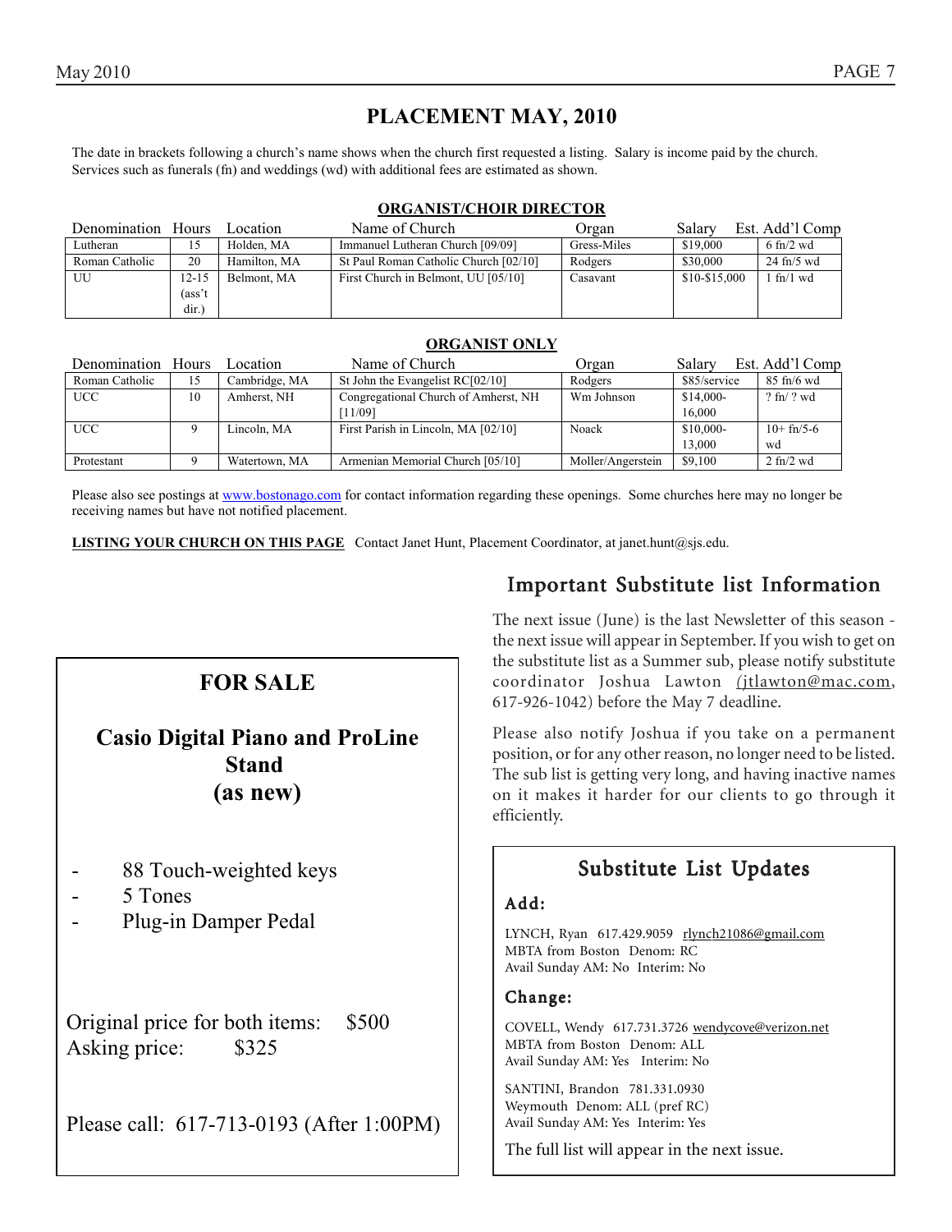# PLACEMENT MAY, 2010

The date in brackets following a church's name shows when the church first requested a listing. Salary is income paid by the church. Services such as funerals (fn) and weddings (wd) with additional fees are estimated as shown.

## ORGANIST/CHOIR DIRECTOR

| Denomination | Hours | Location | Name of Church | Organ | Salary | Est. Add'l Comp |
|---|---|---|---|---|---|---|
| Lutheran | 15 | Holden, MA | Immanuel Lutheran Church [09/09] | Gress-Miles | $19,000 | 6 fn/2 wd |
| Roman Catholic | 20 | Hamilton, MA | St Paul Roman Catholic Church [02/10] | Rodgers | $30,000 | 24 fn/5 wd |
| UU | 12-15 (ass't dir.) | Belmont, MA | First Church in Belmont, UU [05/10] | Casavant | $10-$15,000 | 1 fn/1 wd |

## ORGANIST ONLY

| Denomination | Hours | Location | Name of Church | Organ | Salary | Est. Add'l Comp |
|---|---|---|---|---|---|---|
| Roman Catholic | 15 | Cambridge, MA | St John the Evangelist RC[02/10] | Rodgers | $85/service | 85 fn/6 wd |
| UCC | 10 | Amherst, NH | Congregational Church of Amherst, NH [11/09] | Wm Johnson | $14,000-16,000 | ? fn/ ? wd |
| UCC | 9 | Lincoln, MA | First Parish in Lincoln, MA [02/10] | Noack | $10,000-13,000 | 10+ fn/5-6 wd |
| Protestant | 9 | Watertown, MA | Armenian Memorial Church [05/10] | Moller/Angerstein | $9,100 | 2 fn/2 wd |

Please also see postings at www.bostonago.com for contact information regarding these openings. Some churches here may no longer be receiving names but have not notified placement.

**LISTING YOUR CHURCH ON THIS PAGE** Contact Janet Hunt, Placement Coordinator, at janet.hunt@sjs.edu.

## FOR SALE

**Casio Digital Piano and ProLine Stand (as new)**

- 88 Touch-weighted keys
- 5 Tones
- Plug-in Damper Pedal

Original price for both items: $500
Asking price: $325

Please call: 617-713-0193 (After 1:00PM)

## Important Substitute list Information

The next issue (June) is the last Newsletter of this season - the next issue will appear in September. If you wish to get on the substitute list as a Summer sub, please notify substitute coordinator Joshua Lawton (jtlawton@mac.com, 617-926-1042) before the May 7 deadline.

Please also notify Joshua if you take on a permanent position, or for any other reason, no longer need to be listed. The sub list is getting very long, and having inactive names on it makes it harder for our clients to go through it efficiently.

## Substitute List Updates

### Add:

LYNCH, Ryan 617.429.9059 rlynch21086@gmail.com
MBTA from Boston Denom: RC
Avail Sunday AM: No Interim: No

### Change:

COVELL, Wendy 617.731.3726 wendycove@verizon.net
MBTA from Boston Denom: ALL
Avail Sunday AM: Yes Interim: No

SANTINI, Brandon 781.331.0930
Weymouth Denom: ALL (pref RC)
Avail Sunday AM: Yes Interim: Yes

The full list will appear in the next issue.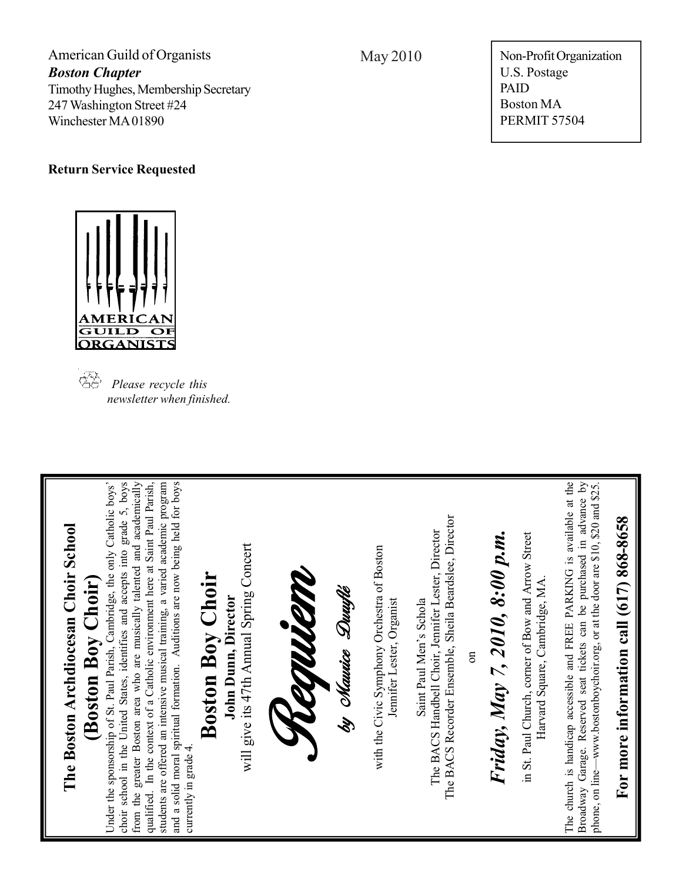American Guild of Organists
***Boston Chapter***
Timothy Hughes, Membership Secretary
247 Washington Street #24
Winchester MA 01890

May 2010

Non-Profit Organization
U.S. Postage
PAID
Boston MA
PERMIT 57504

**Return Service Requested**

AMERICAN GUILD OF ORGANISTS

*Please recycle this newsletter when finished.*

## The Boston Archdiocesan Choir School (Boston Boy Choir)

Under the sponsorship of St. Paul Parish, Cambridge, the only Catholic boys' choir school in the United States, identifies and accepts into grade 5, boys from the greater Boston area who are musically talented and academically qualified. In the context of a Catholic environment here at Saint Paul Parish, students are offered an intensive musical training, a varied academic program and a solid moral spiritual formation. Auditions are now being held for boys currently in grade 4.

## Boston Boy Choir

**John Dunn, Director**

will give its 47th Annual Spring Concert

# *Requiem*

***by Maurice Duruflé***

with the Civic Symphony Orchestra of Boston
Jennifer Lester, Organist

Saint Paul Men's Schola
The BACS Handbell Choir, Jennifer Lester, Director
The BACS Recorder Ensemble, Sheila Beardslee, Director

on

## *Friday, May 7, 2010, 8:00 p.m.*

in St. Paul Church, corner of Bow and Arrow Street
Harvard Square, Cambridge, MA.

The church is handicap accessible and FREE PARKING is available at the Broadway Garage. Reserved seat tickets can be purchased in advance by phone, on line—www.bostonboychoir.org, or at the door are $10, $20 and $25.

**For more information call (617) 868-8658**